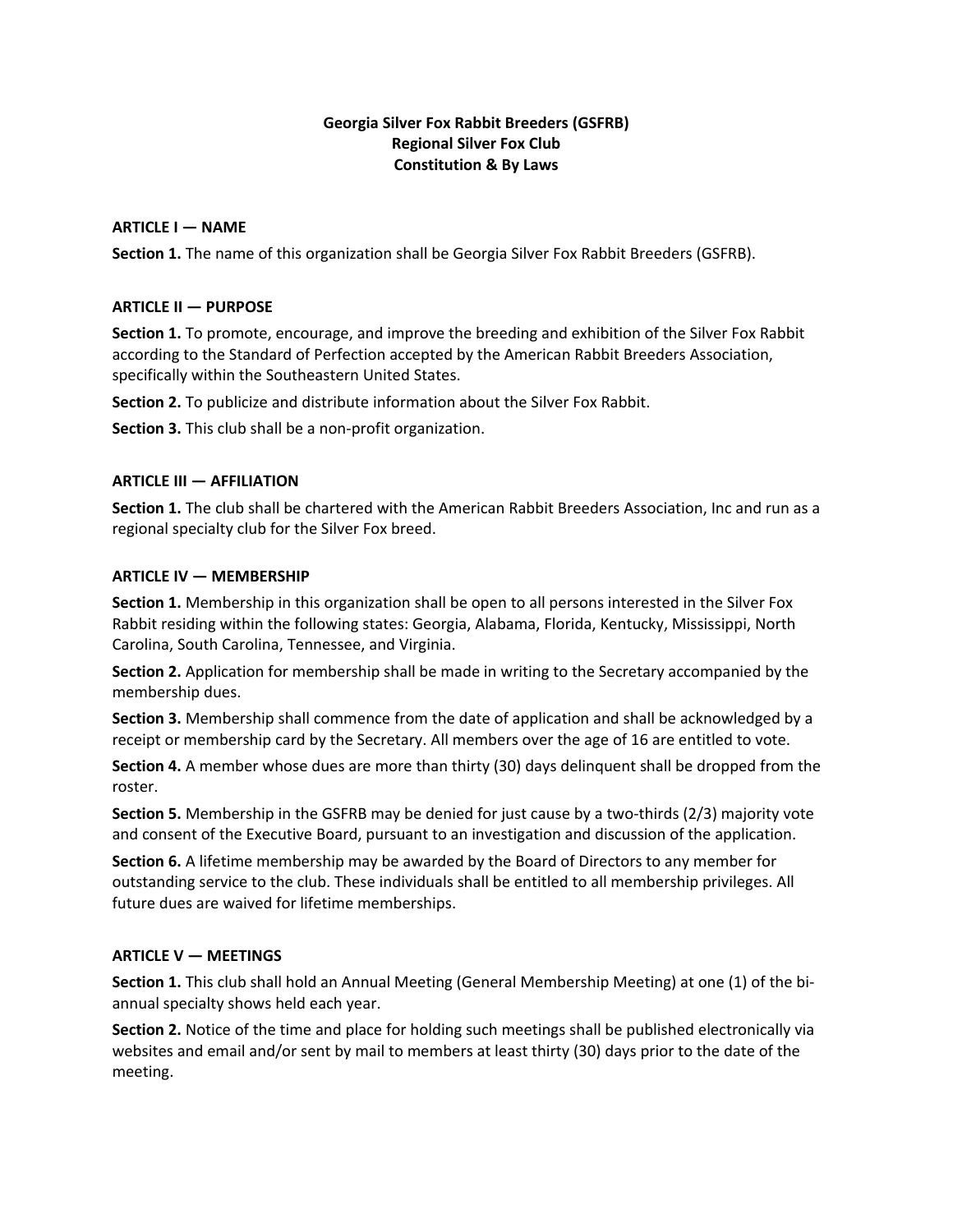# Georgia Silver Fox Rabbit Breeders (GSFRB)
# Regional Silver Fox Club
# Constitution & By Laws

## ARTICLE I — NAME

**Section 1.** The name of this organization shall be Georgia Silver Fox Rabbit Breeders (GSFRB).

## ARTICLE II — PURPOSE

**Section 1.** To promote, encourage, and improve the breeding and exhibition of the Silver Fox Rabbit according to the Standard of Perfection accepted by the American Rabbit Breeders Association, specifically within the Southeastern United States.

**Section 2.** To publicize and distribute information about the Silver Fox Rabbit.

**Section 3.** This club shall be a non-profit organization.

## ARTICLE III — AFFILIATION

**Section 1.** The club shall be chartered with the American Rabbit Breeders Association, Inc and run as a regional specialty club for the Silver Fox breed.

## ARTICLE IV — MEMBERSHIP

**Section 1.** Membership in this organization shall be open to all persons interested in the Silver Fox Rabbit residing within the following states: Georgia, Alabama, Florida, Kentucky, Mississippi, North Carolina, South Carolina, Tennessee, and Virginia.

**Section 2.** Application for membership shall be made in writing to the Secretary accompanied by the membership dues.

**Section 3.** Membership shall commence from the date of application and shall be acknowledged by a receipt or membership card by the Secretary. All members over the age of 16 are entitled to vote.

**Section 4.** A member whose dues are more than thirty (30) days delinquent shall be dropped from the roster.

**Section 5.** Membership in the GSFRB may be denied for just cause by a two-thirds (2/3) majority vote and consent of the Executive Board, pursuant to an investigation and discussion of the application.

**Section 6.** A lifetime membership may be awarded by the Board of Directors to any member for outstanding service to the club. These individuals shall be entitled to all membership privileges. All future dues are waived for lifetime memberships.

## ARTICLE V — MEETINGS

**Section 1.** This club shall hold an Annual Meeting (General Membership Meeting) at one (1) of the bi-annual specialty shows held each year.

**Section 2.** Notice of the time and place for holding such meetings shall be published electronically via websites and email and/or sent by mail to members at least thirty (30) days prior to the date of the meeting.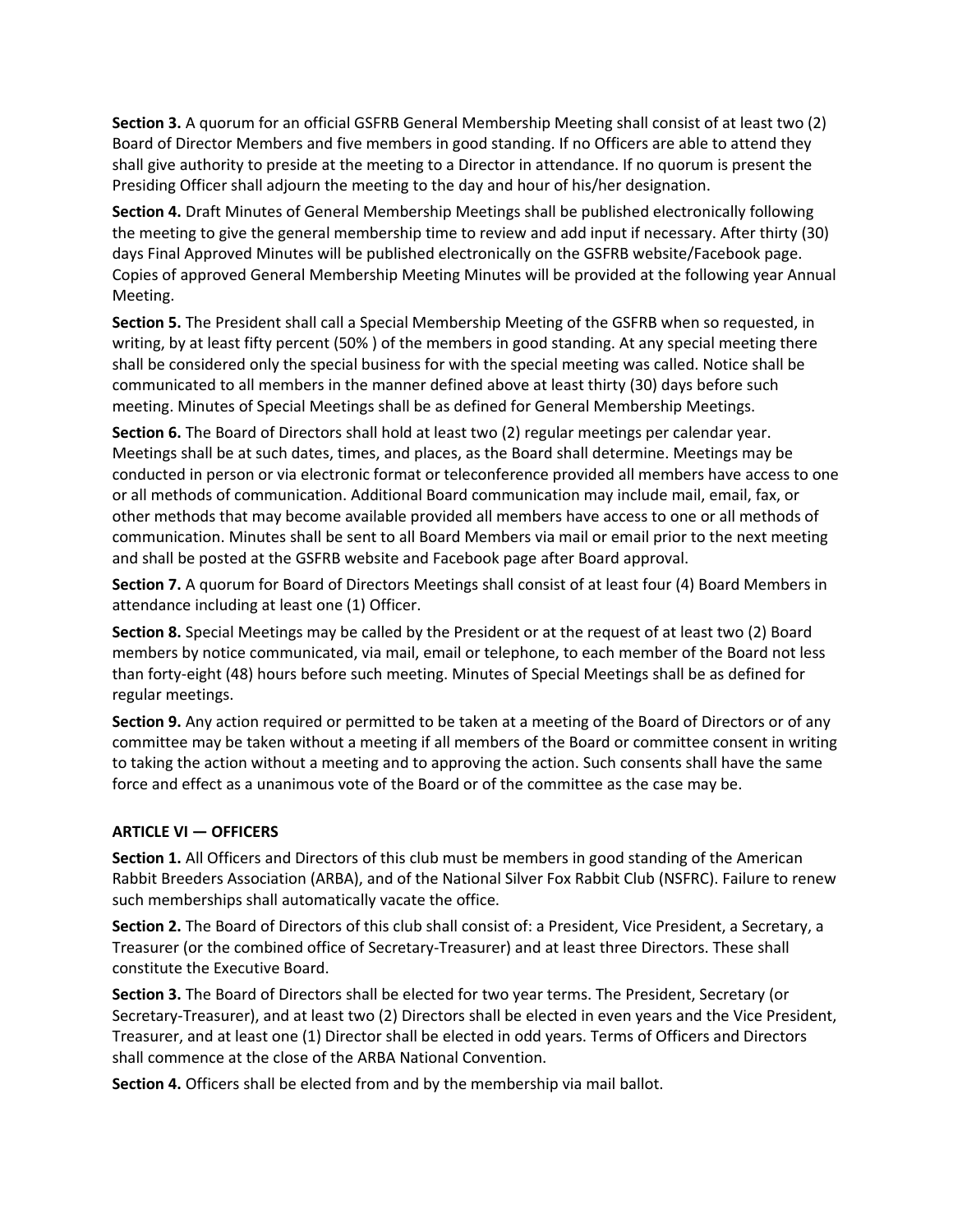**Section 3.** A quorum for an official GSFRB General Membership Meeting shall consist of at least two (2) Board of Director Members and five members in good standing. If no Officers are able to attend they shall give authority to preside at the meeting to a Director in attendance. If no quorum is present the Presiding Officer shall adjourn the meeting to the day and hour of his/her designation.

**Section 4.** Draft Minutes of General Membership Meetings shall be published electronically following the meeting to give the general membership time to review and add input if necessary. After thirty (30) days Final Approved Minutes will be published electronically on the GSFRB website/Facebook page. Copies of approved General Membership Meeting Minutes will be provided at the following year Annual Meeting.

**Section 5.** The President shall call a Special Membership Meeting of the GSFRB when so requested, in writing, by at least fifty percent (50% ) of the members in good standing. At any special meeting there shall be considered only the special business for with the special meeting was called. Notice shall be communicated to all members in the manner defined above at least thirty (30) days before such meeting. Minutes of Special Meetings shall be as defined for General Membership Meetings.

**Section 6.** The Board of Directors shall hold at least two (2) regular meetings per calendar year. Meetings shall be at such dates, times, and places, as the Board shall determine. Meetings may be conducted in person or via electronic format or teleconference provided all members have access to one or all methods of communication. Additional Board communication may include mail, email, fax, or other methods that may become available provided all members have access to one or all methods of communication. Minutes shall be sent to all Board Members via mail or email prior to the next meeting and shall be posted at the GSFRB website and Facebook page after Board approval.

**Section 7.** A quorum for Board of Directors Meetings shall consist of at least four (4) Board Members in attendance including at least one (1) Officer.

**Section 8.** Special Meetings may be called by the President or at the request of at least two (2) Board members by notice communicated, via mail, email or telephone, to each member of the Board not less than forty-eight (48) hours before such meeting. Minutes of Special Meetings shall be as defined for regular meetings.

**Section 9.** Any action required or permitted to be taken at a meeting of the Board of Directors or of any committee may be taken without a meeting if all members of the Board or committee consent in writing to taking the action without a meeting and to approving the action. Such consents shall have the same force and effect as a unanimous vote of the Board or of the committee as the case may be.

## ARTICLE VI — OFFICERS

**Section 1.** All Officers and Directors of this club must be members in good standing of the American Rabbit Breeders Association (ARBA), and of the National Silver Fox Rabbit Club (NSFRC). Failure to renew such memberships shall automatically vacate the office.

**Section 2.** The Board of Directors of this club shall consist of: a President, Vice President, a Secretary, a Treasurer (or the combined office of Secretary-Treasurer) and at least three Directors. These shall constitute the Executive Board.

**Section 3.** The Board of Directors shall be elected for two year terms. The President, Secretary (or Secretary-Treasurer), and at least two (2) Directors shall be elected in even years and the Vice President, Treasurer, and at least one (1) Director shall be elected in odd years. Terms of Officers and Directors shall commence at the close of the ARBA National Convention.

**Section 4.** Officers shall be elected from and by the membership via mail ballot.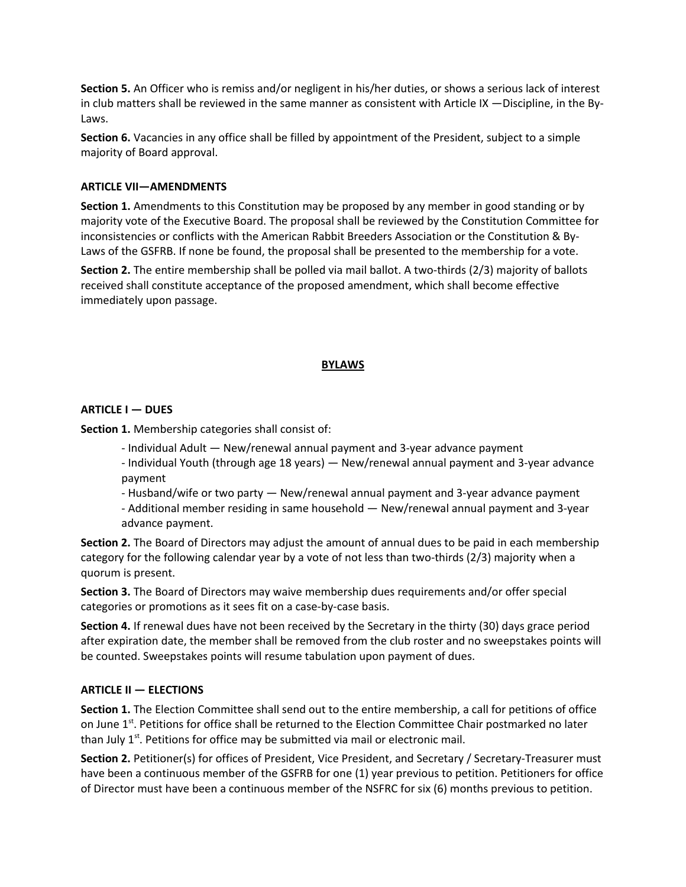**Section 5.** An Officer who is remiss and/or negligent in his/her duties, or shows a serious lack of interest in club matters shall be reviewed in the same manner as consistent with Article IX —Discipline, in the By-Laws.

**Section 6.** Vacancies in any office shall be filled by appointment of the President, subject to a simple majority of Board approval.

### ARTICLE VII—AMENDMENTS

**Section 1.** Amendments to this Constitution may be proposed by any member in good standing or by majority vote of the Executive Board. The proposal shall be reviewed by the Constitution Committee for inconsistencies or conflicts with the American Rabbit Breeders Association or the Constitution & By-Laws of the GSFRB. If none be found, the proposal shall be presented to the membership for a vote.

**Section 2.** The entire membership shall be polled via mail ballot. A two-thirds (2/3) majority of ballots received shall constitute acceptance of the proposed amendment, which shall become effective immediately upon passage.

## BYLAWS

### ARTICLE I — DUES

**Section 1.** Membership categories shall consist of:

- Individual Adult — New/renewal annual payment and 3-year advance payment
- Individual Youth (through age 18 years) — New/renewal annual payment and 3-year advance payment
- Husband/wife or two party — New/renewal annual payment and 3-year advance payment
- Additional member residing in same household — New/renewal annual payment and 3-year advance payment.

**Section 2.** The Board of Directors may adjust the amount of annual dues to be paid in each membership category for the following calendar year by a vote of not less than two-thirds (2/3) majority when a quorum is present.

**Section 3.** The Board of Directors may waive membership dues requirements and/or offer special categories or promotions as it sees fit on a case-by-case basis.

**Section 4.** If renewal dues have not been received by the Secretary in the thirty (30) days grace period after expiration date, the member shall be removed from the club roster and no sweepstakes points will be counted. Sweepstakes points will resume tabulation upon payment of dues.

### ARTICLE II — ELECTIONS

**Section 1.** The Election Committee shall send out to the entire membership, a call for petitions of office on June 1st. Petitions for office shall be returned to the Election Committee Chair postmarked no later than July 1st. Petitions for office may be submitted via mail or electronic mail.

**Section 2.** Petitioner(s) for offices of President, Vice President, and Secretary / Secretary-Treasurer must have been a continuous member of the GSFRB for one (1) year previous to petition. Petitioners for office of Director must have been a continuous member of the NSFRC for six (6) months previous to petition.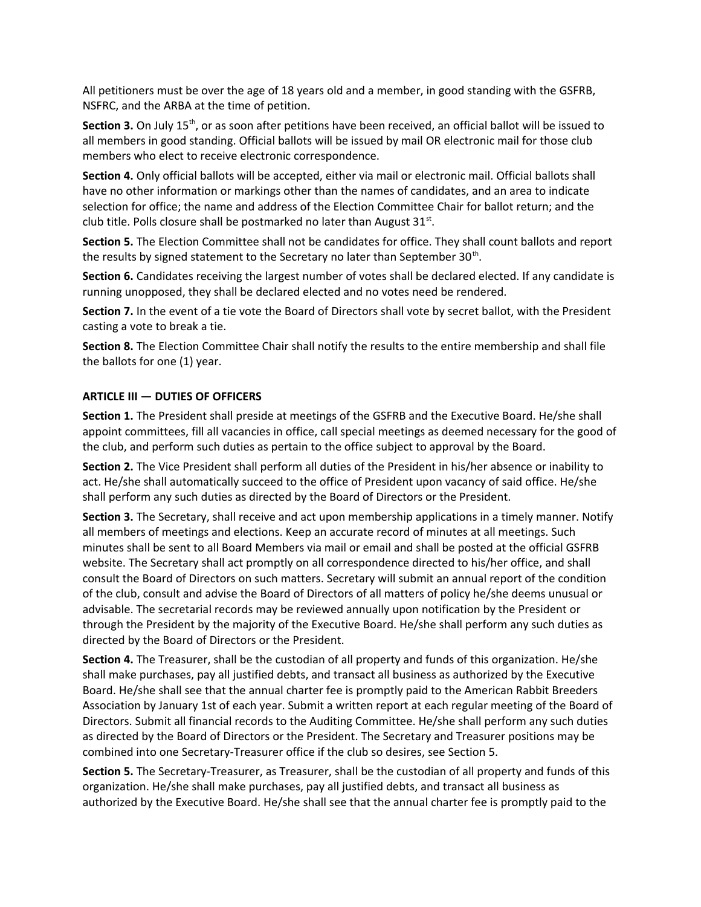All petitioners must be over the age of 18 years old and a member, in good standing with the GSFRB, NSFRC, and the ARBA at the time of petition.

**Section 3.** On July 15th, or as soon after petitions have been received, an official ballot will be issued to all members in good standing. Official ballots will be issued by mail OR electronic mail for those club members who elect to receive electronic correspondence.

**Section 4.** Only official ballots will be accepted, either via mail or electronic mail. Official ballots shall have no other information or markings other than the names of candidates, and an area to indicate selection for office; the name and address of the Election Committee Chair for ballot return; and the club title. Polls closure shall be postmarked no later than August 31st.

**Section 5.** The Election Committee shall not be candidates for office. They shall count ballots and report the results by signed statement to the Secretary no later than September 30th.

**Section 6.** Candidates receiving the largest number of votes shall be declared elected. If any candidate is running unopposed, they shall be declared elected and no votes need be rendered.

**Section 7.** In the event of a tie vote the Board of Directors shall vote by secret ballot, with the President casting a vote to break a tie.

**Section 8.** The Election Committee Chair shall notify the results to the entire membership and shall file the ballots for one (1) year.

## ARTICLE III — DUTIES OF OFFICERS

**Section 1.** The President shall preside at meetings of the GSFRB and the Executive Board. He/she shall appoint committees, fill all vacancies in office, call special meetings as deemed necessary for the good of the club, and perform such duties as pertain to the office subject to approval by the Board.

**Section 2.** The Vice President shall perform all duties of the President in his/her absence or inability to act. He/she shall automatically succeed to the office of President upon vacancy of said office. He/she shall perform any such duties as directed by the Board of Directors or the President.

**Section 3.** The Secretary, shall receive and act upon membership applications in a timely manner. Notify all members of meetings and elections. Keep an accurate record of minutes at all meetings. Such minutes shall be sent to all Board Members via mail or email and shall be posted at the official GSFRB website. The Secretary shall act promptly on all correspondence directed to his/her office, and shall consult the Board of Directors on such matters. Secretary will submit an annual report of the condition of the club, consult and advise the Board of Directors of all matters of policy he/she deems unusual or advisable. The secretarial records may be reviewed annually upon notification by the President or through the President by the majority of the Executive Board. He/she shall perform any such duties as directed by the Board of Directors or the President.

**Section 4.** The Treasurer, shall be the custodian of all property and funds of this organization. He/she shall make purchases, pay all justified debts, and transact all business as authorized by the Executive Board. He/she shall see that the annual charter fee is promptly paid to the American Rabbit Breeders Association by January 1st of each year. Submit a written report at each regular meeting of the Board of Directors. Submit all financial records to the Auditing Committee. He/she shall perform any such duties as directed by the Board of Directors or the President. The Secretary and Treasurer positions may be combined into one Secretary-Treasurer office if the club so desires, see Section 5.

**Section 5.** The Secretary-Treasurer, as Treasurer, shall be the custodian of all property and funds of this organization. He/she shall make purchases, pay all justified debts, and transact all business as authorized by the Executive Board. He/she shall see that the annual charter fee is promptly paid to the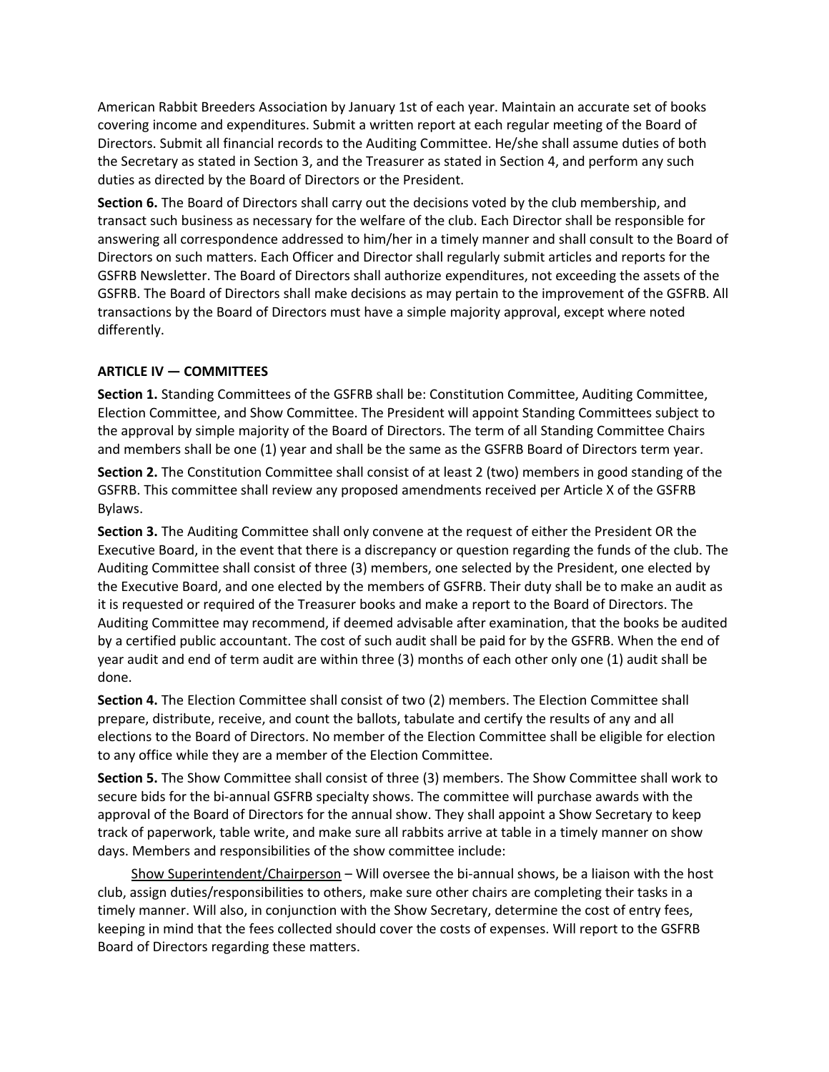American Rabbit Breeders Association by January 1st of each year. Maintain an accurate set of books covering income and expenditures. Submit a written report at each regular meeting of the Board of Directors. Submit all financial records to the Auditing Committee. He/she shall assume duties of both the Secretary as stated in Section 3, and the Treasurer as stated in Section 4, and perform any such duties as directed by the Board of Directors or the President.

**Section 6.** The Board of Directors shall carry out the decisions voted by the club membership, and transact such business as necessary for the welfare of the club. Each Director shall be responsible for answering all correspondence addressed to him/her in a timely manner and shall consult to the Board of Directors on such matters. Each Officer and Director shall regularly submit articles and reports for the GSFRB Newsletter. The Board of Directors shall authorize expenditures, not exceeding the assets of the GSFRB. The Board of Directors shall make decisions as may pertain to the improvement of the GSFRB. All transactions by the Board of Directors must have a simple majority approval, except where noted differently.

## ARTICLE IV — COMMITTEES

**Section 1.** Standing Committees of the GSFRB shall be: Constitution Committee, Auditing Committee, Election Committee, and Show Committee. The President will appoint Standing Committees subject to the approval by simple majority of the Board of Directors. The term of all Standing Committee Chairs and members shall be one (1) year and shall be the same as the GSFRB Board of Directors term year.

**Section 2.** The Constitution Committee shall consist of at least 2 (two) members in good standing of the GSFRB. This committee shall review any proposed amendments received per Article X of the GSFRB Bylaws.

**Section 3.** The Auditing Committee shall only convene at the request of either the President OR the Executive Board, in the event that there is a discrepancy or question regarding the funds of the club. The Auditing Committee shall consist of three (3) members, one selected by the President, one elected by the Executive Board, and one elected by the members of GSFRB. Their duty shall be to make an audit as it is requested or required of the Treasurer books and make a report to the Board of Directors. The Auditing Committee may recommend, if deemed advisable after examination, that the books be audited by a certified public accountant. The cost of such audit shall be paid for by the GSFRB. When the end of year audit and end of term audit are within three (3) months of each other only one (1) audit shall be done.

**Section 4.** The Election Committee shall consist of two (2) members. The Election Committee shall prepare, distribute, receive, and count the ballots, tabulate and certify the results of any and all elections to the Board of Directors. No member of the Election Committee shall be eligible for election to any office while they are a member of the Election Committee.

**Section 5.** The Show Committee shall consist of three (3) members. The Show Committee shall work to secure bids for the bi-annual GSFRB specialty shows. The committee will purchase awards with the approval of the Board of Directors for the annual show. They shall appoint a Show Secretary to keep track of paperwork, table write, and make sure all rabbits arrive at table in a timely manner on show days. Members and responsibilities of the show committee include:

Show Superintendent/Chairperson – Will oversee the bi-annual shows, be a liaison with the host club, assign duties/responsibilities to others, make sure other chairs are completing their tasks in a timely manner. Will also, in conjunction with the Show Secretary, determine the cost of entry fees, keeping in mind that the fees collected should cover the costs of expenses. Will report to the GSFRB Board of Directors regarding these matters.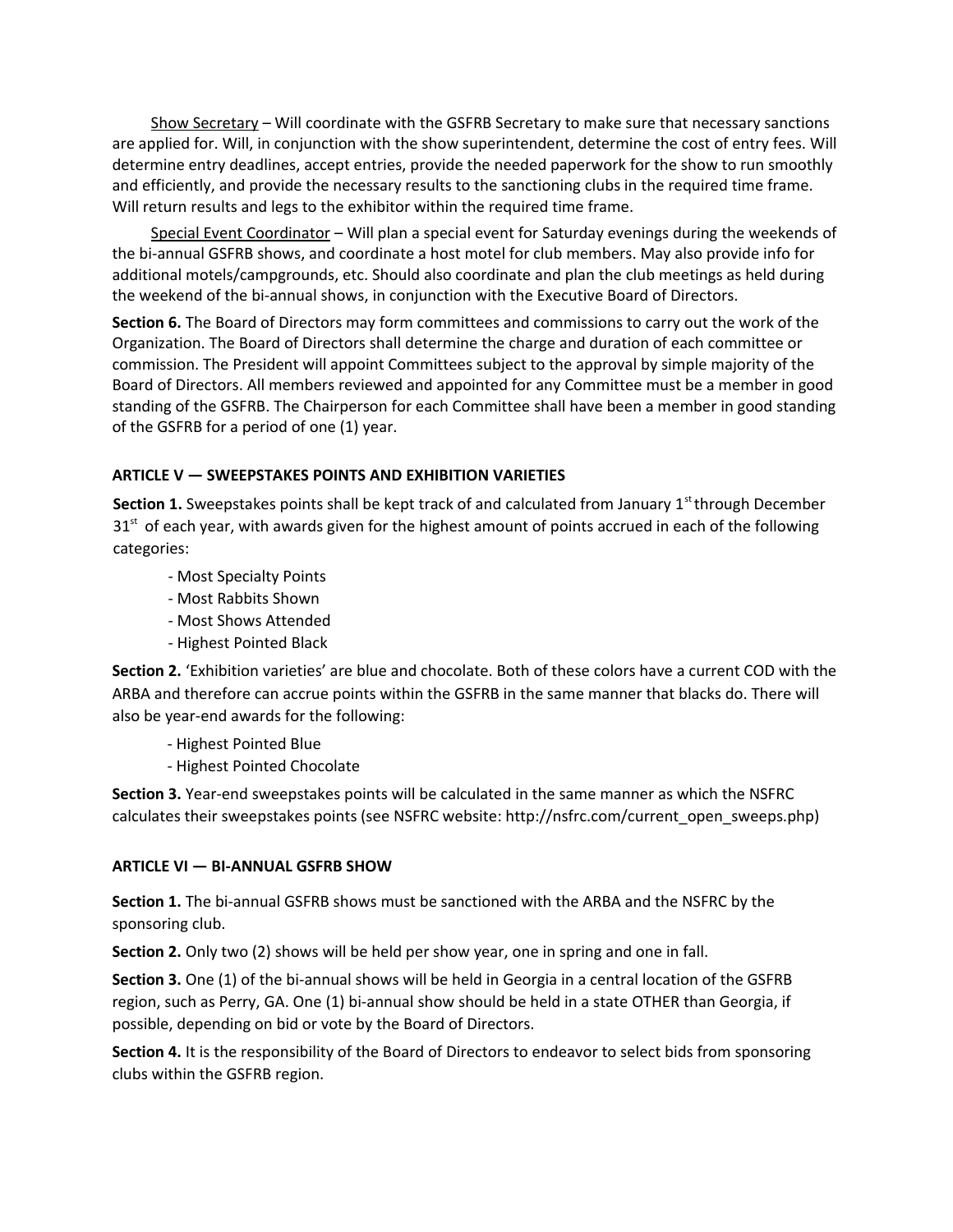Show Secretary – Will coordinate with the GSFRB Secretary to make sure that necessary sanctions are applied for. Will, in conjunction with the show superintendent, determine the cost of entry fees. Will determine entry deadlines, accept entries, provide the needed paperwork for the show to run smoothly and efficiently, and provide the necessary results to the sanctioning clubs in the required time frame. Will return results and legs to the exhibitor within the required time frame.

Special Event Coordinator – Will plan a special event for Saturday evenings during the weekends of the bi-annual GSFRB shows, and coordinate a host motel for club members. May also provide info for additional motels/campgrounds, etc. Should also coordinate and plan the club meetings as held during the weekend of the bi-annual shows, in conjunction with the Executive Board of Directors.

**Section 6.** The Board of Directors may form committees and commissions to carry out the work of the Organization. The Board of Directors shall determine the charge and duration of each committee or commission. The President will appoint Committees subject to the approval by simple majority of the Board of Directors. All members reviewed and appointed for any Committee must be a member in good standing of the GSFRB. The Chairperson for each Committee shall have been a member in good standing of the GSFRB for a period of one (1) year.

## ARTICLE V — SWEEPSTAKES POINTS AND EXHIBITION VARIETIES

**Section 1.** Sweepstakes points shall be kept track of and calculated from January 1st through December 31st of each year, with awards given for the highest amount of points accrued in each of the following categories:

- Most Specialty Points
- Most Rabbits Shown
- Most Shows Attended
- Highest Pointed Black

**Section 2.** 'Exhibition varieties' are blue and chocolate. Both of these colors have a current COD with the ARBA and therefore can accrue points within the GSFRB in the same manner that blacks do. There will also be year-end awards for the following:

- Highest Pointed Blue
- Highest Pointed Chocolate

**Section 3.** Year-end sweepstakes points will be calculated in the same manner as which the NSFRC calculates their sweepstakes points (see NSFRC website: http://nsfrc.com/current_open_sweeps.php)

## ARTICLE VI — BI-ANNUAL GSFRB SHOW

**Section 1.** The bi-annual GSFRB shows must be sanctioned with the ARBA and the NSFRC by the sponsoring club.

**Section 2.** Only two (2) shows will be held per show year, one in spring and one in fall.

**Section 3.** One (1) of the bi-annual shows will be held in Georgia in a central location of the GSFRB region, such as Perry, GA. One (1) bi-annual show should be held in a state OTHER than Georgia, if possible, depending on bid or vote by the Board of Directors.

**Section 4.** It is the responsibility of the Board of Directors to endeavor to select bids from sponsoring clubs within the GSFRB region.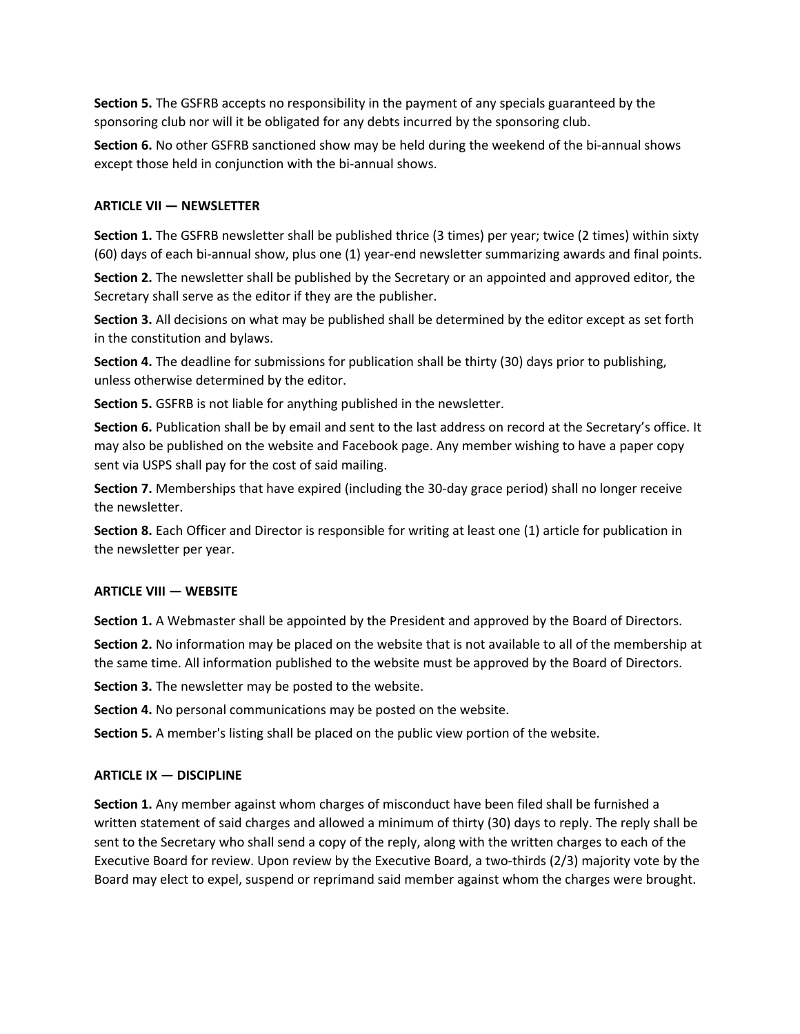**Section 5.** The GSFRB accepts no responsibility in the payment of any specials guaranteed by the sponsoring club nor will it be obligated for any debts incurred by the sponsoring club.

**Section 6.** No other GSFRB sanctioned show may be held during the weekend of the bi-annual shows except those held in conjunction with the bi-annual shows.

## ARTICLE VII — NEWSLETTER

**Section 1.** The GSFRB newsletter shall be published thrice (3 times) per year; twice (2 times) within sixty (60) days of each bi-annual show, plus one (1) year-end newsletter summarizing awards and final points.

**Section 2.** The newsletter shall be published by the Secretary or an appointed and approved editor, the Secretary shall serve as the editor if they are the publisher.

**Section 3.** All decisions on what may be published shall be determined by the editor except as set forth in the constitution and bylaws.

**Section 4.** The deadline for submissions for publication shall be thirty (30) days prior to publishing, unless otherwise determined by the editor.

**Section 5.** GSFRB is not liable for anything published in the newsletter.

**Section 6.** Publication shall be by email and sent to the last address on record at the Secretary's office. It may also be published on the website and Facebook page. Any member wishing to have a paper copy sent via USPS shall pay for the cost of said mailing.

**Section 7.** Memberships that have expired (including the 30-day grace period) shall no longer receive the newsletter.

**Section 8.** Each Officer and Director is responsible for writing at least one (1) article for publication in the newsletter per year.

## ARTICLE VIII — WEBSITE

**Section 1.** A Webmaster shall be appointed by the President and approved by the Board of Directors.

**Section 2.** No information may be placed on the website that is not available to all of the membership at the same time. All information published to the website must be approved by the Board of Directors.

**Section 3.** The newsletter may be posted to the website.

**Section 4.** No personal communications may be posted on the website.

**Section 5.** A member's listing shall be placed on the public view portion of the website.

## ARTICLE IX — DISCIPLINE

**Section 1.** Any member against whom charges of misconduct have been filed shall be furnished a written statement of said charges and allowed a minimum of thirty (30) days to reply. The reply shall be sent to the Secretary who shall send a copy of the reply, along with the written charges to each of the Executive Board for review. Upon review by the Executive Board, a two-thirds (2/3) majority vote by the Board may elect to expel, suspend or reprimand said member against whom the charges were brought.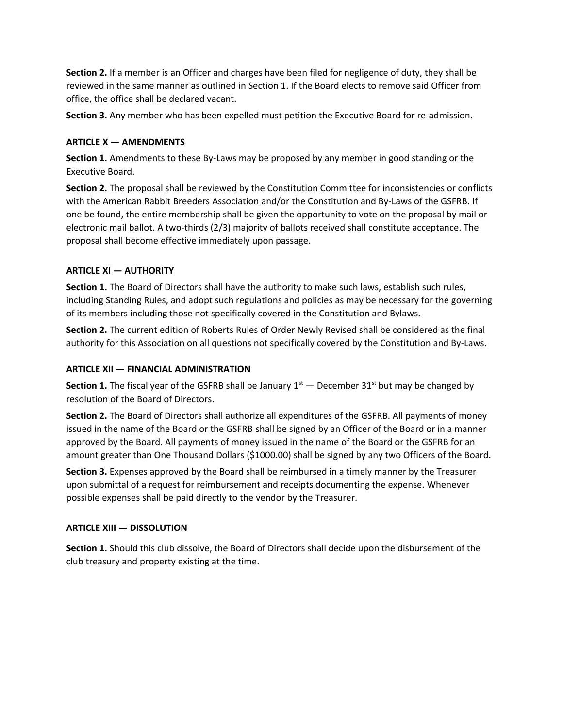**Section 2.** If a member is an Officer and charges have been filed for negligence of duty, they shall be reviewed in the same manner as outlined in Section 1. If the Board elects to remove said Officer from office, the office shall be declared vacant.

**Section 3.** Any member who has been expelled must petition the Executive Board for re-admission.

### ARTICLE X — AMENDMENTS

**Section 1.** Amendments to these By-Laws may be proposed by any member in good standing or the Executive Board.

**Section 2.** The proposal shall be reviewed by the Constitution Committee for inconsistencies or conflicts with the American Rabbit Breeders Association and/or the Constitution and By-Laws of the GSFRB. If one be found, the entire membership shall be given the opportunity to vote on the proposal by mail or electronic mail ballot. A two-thirds (2/3) majority of ballots received shall constitute acceptance. The proposal shall become effective immediately upon passage.

### ARTICLE XI — AUTHORITY

**Section 1.** The Board of Directors shall have the authority to make such laws, establish such rules, including Standing Rules, and adopt such regulations and policies as may be necessary for the governing of its members including those not specifically covered in the Constitution and Bylaws.

**Section 2.** The current edition of Roberts Rules of Order Newly Revised shall be considered as the final authority for this Association on all questions not specifically covered by the Constitution and By-Laws.

### ARTICLE XII — FINANCIAL ADMINISTRATION

**Section 1.** The fiscal year of the GSFRB shall be January 1st — December 31st but may be changed by resolution of the Board of Directors.

**Section 2.** The Board of Directors shall authorize all expenditures of the GSFRB. All payments of money issued in the name of the Board or the GSFRB shall be signed by an Officer of the Board or in a manner approved by the Board. All payments of money issued in the name of the Board or the GSFRB for an amount greater than One Thousand Dollars ($1000.00) shall be signed by any two Officers of the Board.

**Section 3.** Expenses approved by the Board shall be reimbursed in a timely manner by the Treasurer upon submittal of a request for reimbursement and receipts documenting the expense. Whenever possible expenses shall be paid directly to the vendor by the Treasurer.

### ARTICLE XIII — DISSOLUTION

**Section 1.** Should this club dissolve, the Board of Directors shall decide upon the disbursement of the club treasury and property existing at the time.